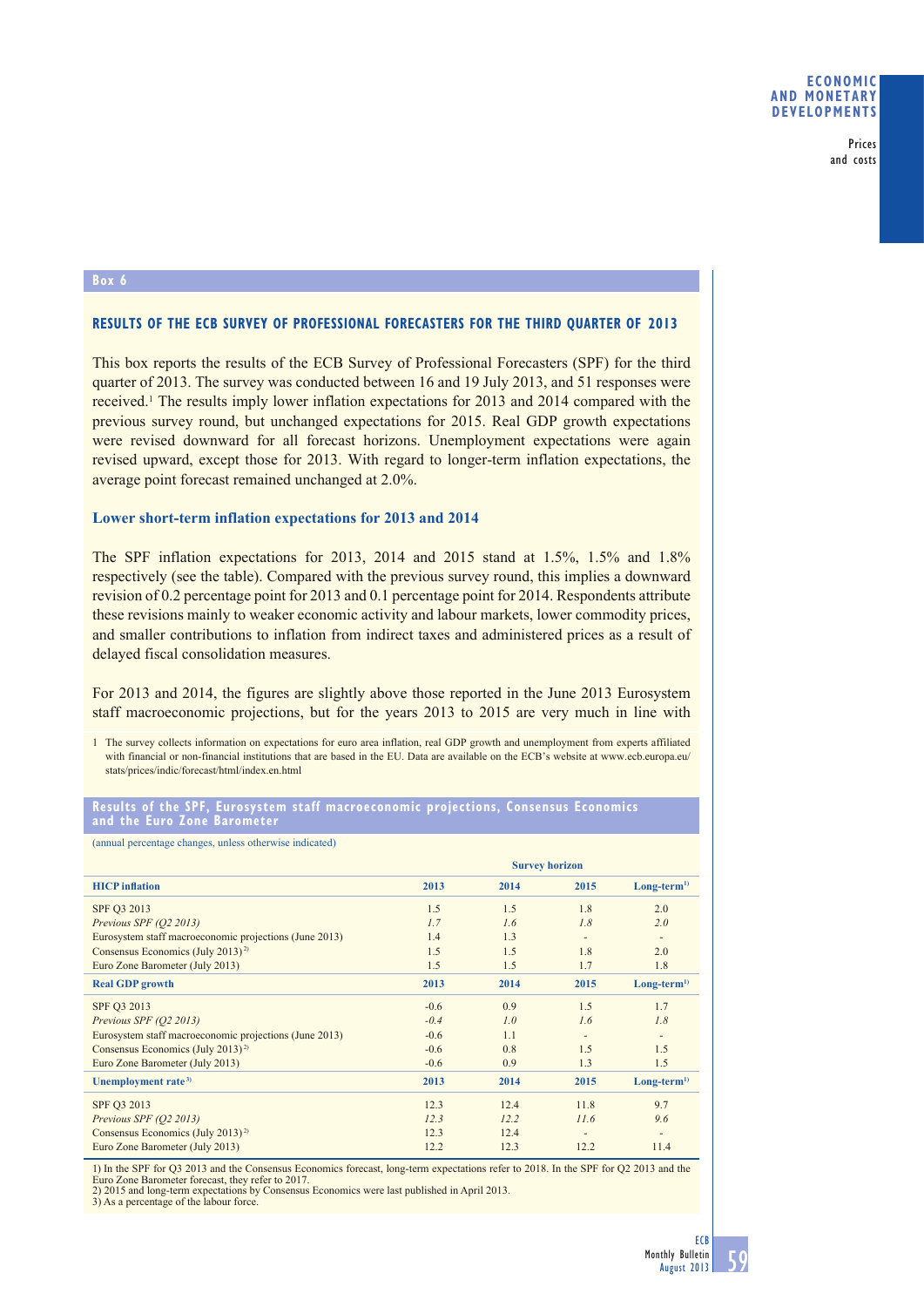## Box 6

### RESULTS OF THE ECB SURVEY OF PROFESSIONAL FORECASTERS FOR THE THIRD QUARTER OF 2013

This box reports the results of the ECB Survey of Professional Forecasters (SPF) for the third quarter of 2013. The survey was conducted between 16 and 19 July 2013, and 51 responses were received.[1] The results imply lower inflation expectations for 2013 and 2014 compared with the previous survey round, but unchanged expectations for 2015. Real GDP growth expectations were revised downward for all forecast horizons. Unemployment expectations were again revised upward, except those for 2013. With regard to longer-term inflation expectations, the average point forecast remained unchanged at 2.0%.

#### Lower short-term inflation expectations for 2013 and 2014

The SPF inflation expectations for 2013, 2014 and 2015 stand at 1.5%, 1.5% and 1.8% respectively (see the table). Compared with the previous survey round, this implies a downward revision of 0.2 percentage point for 2013 and 0.1 percentage point for 2014. Respondents attribute these revisions mainly to weaker economic activity and labour markets, lower commodity prices, and smaller contributions to inflation from indirect taxes and administered prices as a result of delayed fiscal consolidation measures.

For 2013 and 2014, the figures are slightly above those reported in the June 2013 Eurosystem staff macroeconomic projections, but for the years 2013 to 2015 are very much in line with

1 The survey collects information on expectations for euro area inflation, real GDP growth and unemployment from experts affiliated with financial or non-financial institutions that are based in the EU. Data are available on the ECB's website at www.ecb.europa.eu/stats/prices/indic/forecast/html/index.en.html

**Results of the SPF, Eurosystem staff macroeconomic projections, Consensus Economics and the Euro Zone Barometer**

(annual percentage changes, unless otherwise indicated)

| | Survey horizon | | | |
|---|---|---|---|---|
| **HICP inflation** | **2013** | **2014** | **2015** | **Long-term[1)]** |
| SPF Q3 2013 | 1.5 | 1.5 | 1.8 | 2.0 |
| *Previous SPF (Q2 2013)* | *1.7* | *1.6* | *1.8* | *2.0* |
| Eurosystem staff macroeconomic projections (June 2013) | 1.4 | 1.3 | - | - |
| Consensus Economics (July 2013)[2)] | 1.5 | 1.5 | 1.8 | 2.0 |
| Euro Zone Barometer (July 2013) | 1.5 | 1.5 | 1.7 | 1.8 |
| **Real GDP growth** | **2013** | **2014** | **2015** | **Long-term[1)]** |
| SPF Q3 2013 | -0.6 | 0.9 | 1.5 | 1.7 |
| *Previous SPF (Q2 2013)* | *-0.4* | *1.0* | *1.6* | *1.8* |
| Eurosystem staff macroeconomic projections (June 2013) | -0.6 | 1.1 | - | - |
| Consensus Economics (July 2013)[2)] | -0.6 | 0.8 | 1.5 | 1.5 |
| Euro Zone Barometer (July 2013) | -0.6 | 0.9 | 1.3 | 1.5 |
| **Unemployment rate[3)]** | **2013** | **2014** | **2015** | **Long-term[1)]** |
| SPF Q3 2013 | 12.3 | 12.4 | 11.8 | 9.7 |
| *Previous SPF (Q2 2013)* | *12.3* | *12.2* | *11.6* | *9.6* |
| Consensus Economics (July 2013)[2)] | 12.3 | 12.4 | - | - |
| Euro Zone Barometer (July 2013) | 12.2 | 12.3 | 12.2 | 11.4 |

1) In the SPF for Q3 2013 and the Consensus Economics forecast, long-term expectations refer to 2018. In the SPF for Q2 2013 and the Euro Zone Barometer forecast, they refer to 2017.
2) 2015 and long-term expectations by Consensus Economics were last published in April 2013.
3) As a percentage of the labour force.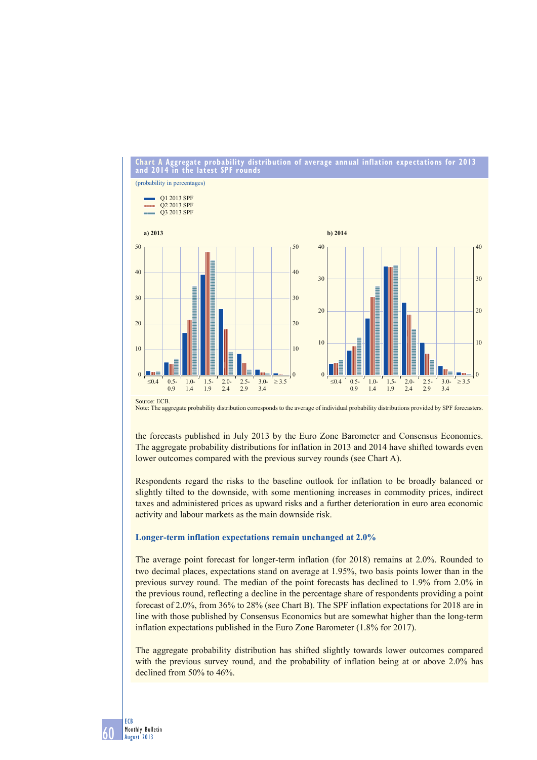**Chart A Aggregate probability distribution of average annual inflation expectations for 2013 and 2014 in the latest SPF rounds**

(probability in percentages)

Q1 2013 SPF
Q2 2013 SPF
Q3 2013 SPF

a) 2013

b) 2014

Source: ECB.
Note: The aggregate probability distribution corresponds to the average of individual probability distributions provided by SPF forecasters.

the forecasts published in July 2013 by the Euro Zone Barometer and Consensus Economics. The aggregate probability distributions for inflation in 2013 and 2014 have shifted towards even lower outcomes compared with the previous survey rounds (see Chart A).

Respondents regard the risks to the baseline outlook for inflation to be broadly balanced or slightly tilted to the downside, with some mentioning increases in commodity prices, indirect taxes and administered prices as upward risks and a further deterioration in euro area economic activity and labour markets as the main downside risk.

### Longer-term inflation expectations remain unchanged at 2.0%

The average point forecast for longer-term inflation (for 2018) remains at 2.0%. Rounded to two decimal places, expectations stand on average at 1.95%, two basis points lower than in the previous survey round. The median of the point forecasts has declined to 1.9% from 2.0% in the previous round, reflecting a decline in the percentage share of respondents providing a point forecast of 2.0%, from 36% to 28% (see Chart B). The SPF inflation expectations for 2018 are in line with those published by Consensus Economics but are somewhat higher than the long-term inflation expectations published in the Euro Zone Barometer (1.8% for 2017).

The aggregate probability distribution has shifted slightly towards lower outcomes compared with the previous survey round, and the probability of inflation being at or above 2.0% has declined from 50% to 46%.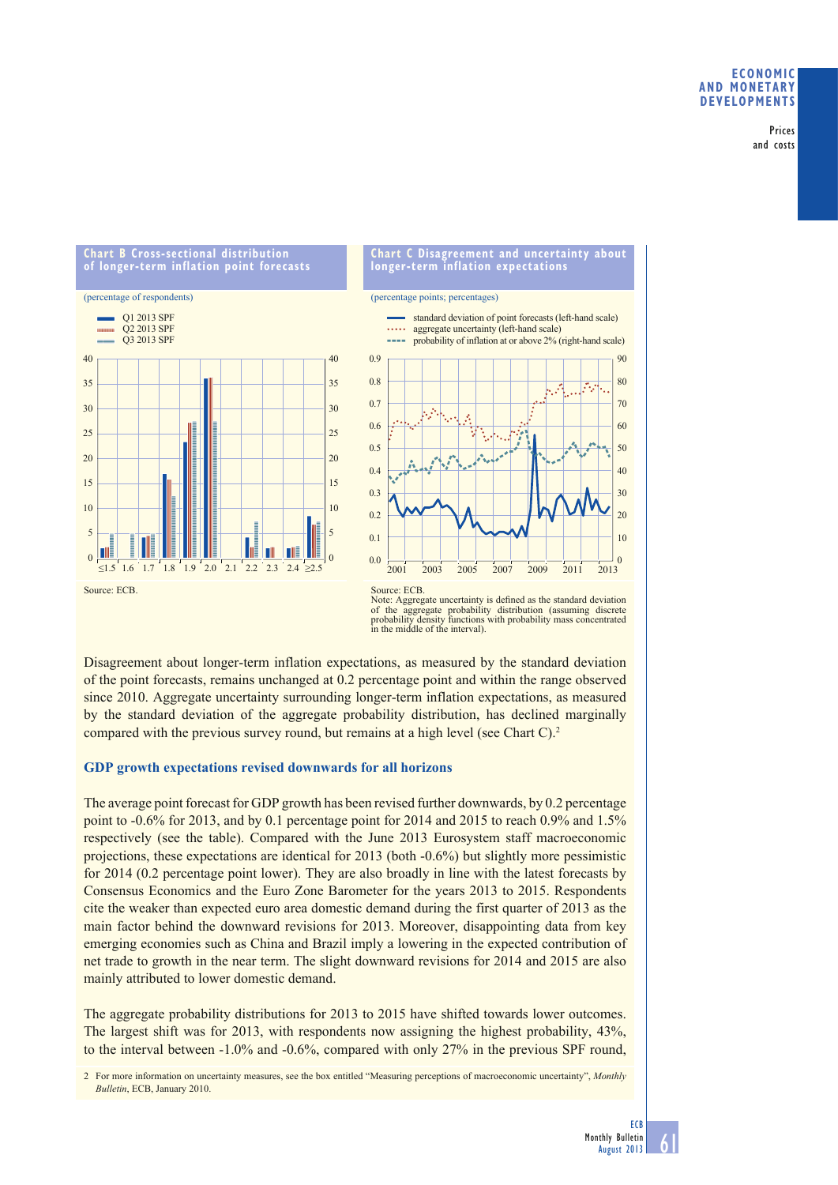**Chart B Cross-sectional distribution of longer-term inflation point forecasts**

(percentage of respondents)

- Q1 2013 SPF
- Q2 2013 SPF
- Q3 2013 SPF

Source: ECB.

**Chart C Disagreement and uncertainty about longer-term inflation expectations**

(percentage points; percentages)

- standard deviation of point forecasts (left-hand scale)
- aggregate uncertainty (left-hand scale)
- probability of inflation at or above 2% (right-hand scale)

Source: ECB.
Note: Aggregate uncertainty is defined as the standard deviation of the aggregate probability distribution (assuming discrete probability density functions with probability mass concentrated in the middle of the interval).

Disagreement about longer-term inflation expectations, as measured by the standard deviation of the point forecasts, remains unchanged at 0.2 percentage point and within the range observed since 2010. Aggregate uncertainty surrounding longer-term inflation expectations, as measured by the standard deviation of the aggregate probability distribution, has declined marginally compared with the previous survey round, but remains at a high level (see Chart C).[2]

### GDP growth expectations revised downwards for all horizons

The average point forecast for GDP growth has been revised further downwards, by 0.2 percentage point to -0.6% for 2013, and by 0.1 percentage point for 2014 and 2015 to reach 0.9% and 1.5% respectively (see the table). Compared with the June 2013 Eurosystem staff macroeconomic projections, these expectations are identical for 2013 (both -0.6%) but slightly more pessimistic for 2014 (0.2 percentage point lower). They are also broadly in line with the latest forecasts by Consensus Economics and the Euro Zone Barometer for the years 2013 to 2015. Respondents cite the weaker than expected euro area domestic demand during the first quarter of 2013 as the main factor behind the downward revisions for 2013. Moreover, disappointing data from key emerging economies such as China and Brazil imply a lowering in the expected contribution of net trade to growth in the near term. The slight downward revisions for 2014 and 2015 are also mainly attributed to lower domestic demand.

The aggregate probability distributions for 2013 to 2015 have shifted towards lower outcomes. The largest shift was for 2013, with respondents now assigning the highest probability, 43%, to the interval between -1.0% and -0.6%, compared with only 27% in the previous SPF round,

2 For more information on uncertainty measures, see the box entitled “Measuring perceptions of macroeconomic uncertainty”, *Monthly Bulletin*, ECB, January 2010.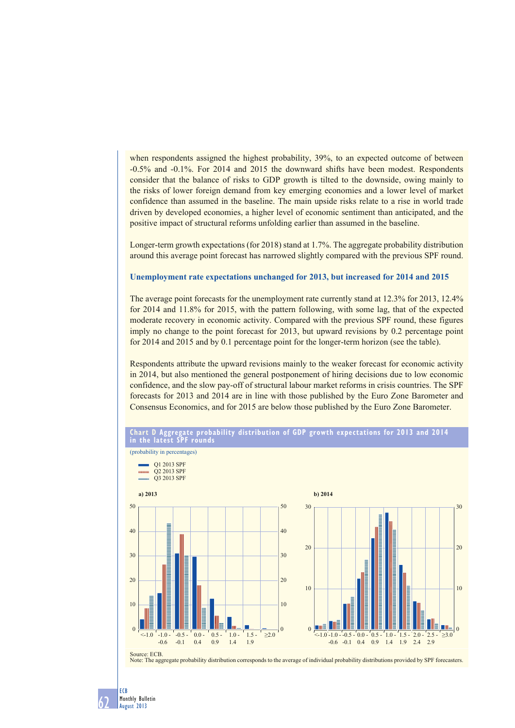when respondents assigned the highest probability, 39%, to an expected outcome of between -0.5% and -0.1%. For 2014 and 2015 the downward shifts have been modest. Respondents consider that the balance of risks to GDP growth is tilted to the downside, owing mainly to the risks of lower foreign demand from key emerging economies and a lower level of market confidence than assumed in the baseline. The main upside risks relate to a rise in world trade driven by developed economies, a higher level of economic sentiment than anticipated, and the positive impact of structural reforms unfolding earlier than assumed in the baseline.

Longer-term growth expectations (for 2018) stand at 1.7%. The aggregate probability distribution around this average point forecast has narrowed slightly compared with the previous SPF round.

### Unemployment rate expectations unchanged for 2013, but increased for 2014 and 2015

The average point forecasts for the unemployment rate currently stand at 12.3% for 2013, 12.4% for 2014 and 11.8% for 2015, with the pattern following, with some lag, that of the expected moderate recovery in economic activity. Compared with the previous SPF round, these figures imply no change to the point forecast for 2013, but upward revisions by 0.2 percentage point for 2014 and 2015 and by 0.1 percentage point for the longer-term horizon (see the table).

Respondents attribute the upward revisions mainly to the weaker forecast for economic activity in 2014, but also mentioned the general postponement of hiring decisions due to low economic confidence, and the slow pay-off of structural labour market reforms in crisis countries. The SPF forecasts for 2013 and 2014 are in line with those published by the Euro Zone Barometer and Consensus Economics, and for 2015 are below those published by the Euro Zone Barometer.

**Chart D Aggregate probability distribution of GDP growth expectations for 2013 and 2014 in the latest SPF rounds**

(probability in percentages)

- Q1 2013 SPF
- Q2 2013 SPF
- Q3 2013 SPF

a) 2013

b) 2014

Source: ECB.
Note: The aggregate probability distribution corresponds to the average of individual probability distributions provided by SPF forecasters.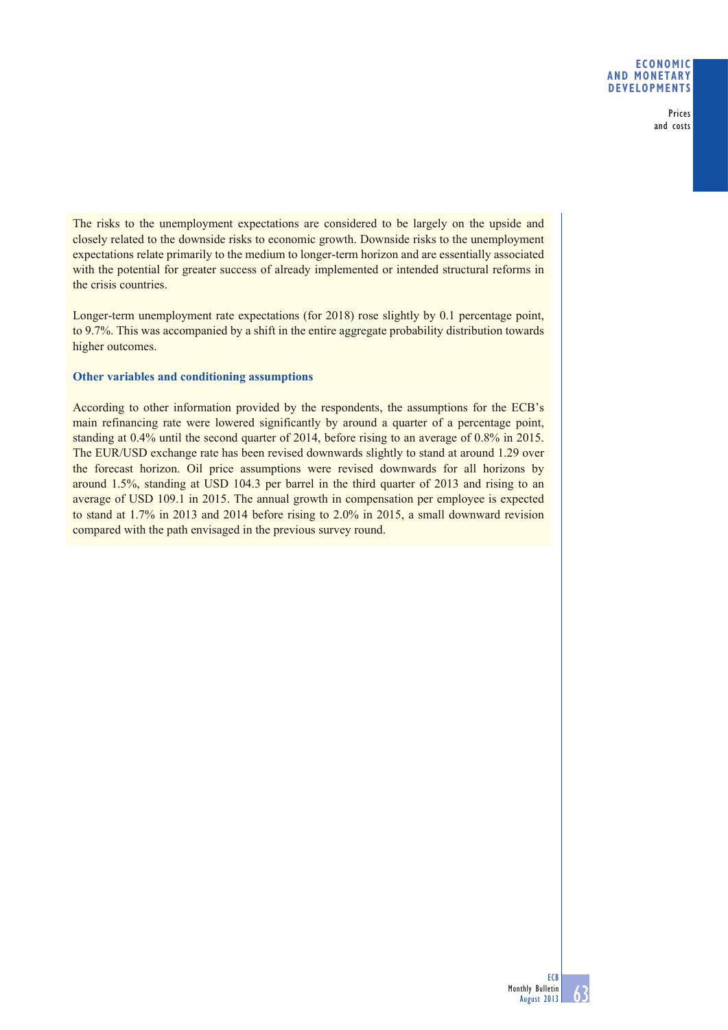The risks to the unemployment expectations are considered to be largely on the upside and closely related to the downside risks to economic growth. Downside risks to the unemployment expectations relate primarily to the medium to longer-term horizon and are essentially associated with the potential for greater success of already implemented or intended structural reforms in the crisis countries.

Longer-term unemployment rate expectations (for 2018) rose slightly by 0.1 percentage point, to 9.7%. This was accompanied by a shift in the entire aggregate probability distribution towards higher outcomes.

### Other variables and conditioning assumptions

According to other information provided by the respondents, the assumptions for the ECB's main refinancing rate were lowered significantly by around a quarter of a percentage point, standing at 0.4% until the second quarter of 2014, before rising to an average of 0.8% in 2015. The EUR/USD exchange rate has been revised downwards slightly to stand at around 1.29 over the forecast horizon. Oil price assumptions were revised downwards for all horizons by around 1.5%, standing at USD 104.3 per barrel in the third quarter of 2013 and rising to an average of USD 109.1 in 2015. The annual growth in compensation per employee is expected to stand at 1.7% in 2013 and 2014 before rising to 2.0% in 2015, a small downward revision compared with the path envisaged in the previous survey round.